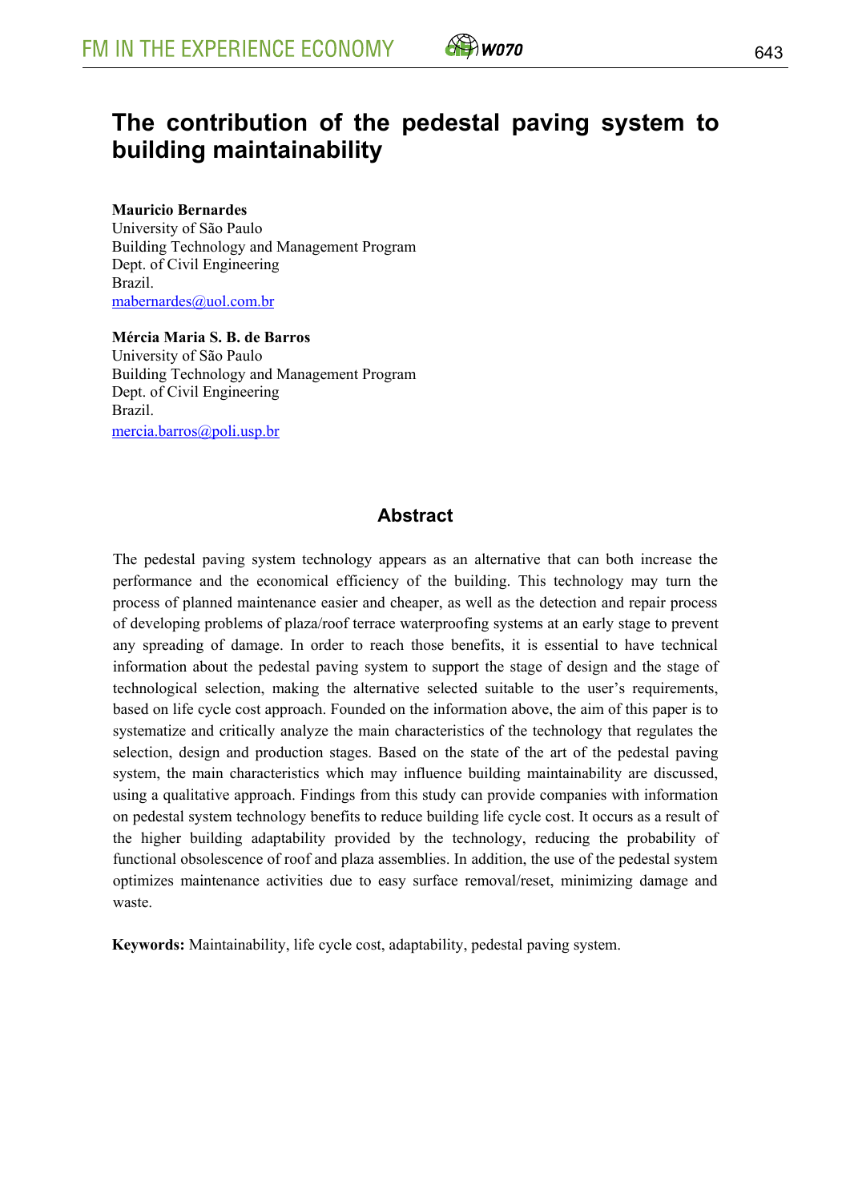# The contribution of the pedestal paving system to building maintainability

**Mauricio Bernardes**
University of São Paulo
Building Technology and Management Program
Dept. of Civil Engineering
Brazil.
mabernardes@uol.com.br

**Mércia Maria S. B. de Barros**
University of São Paulo
Building Technology and Management Program
Dept. of Civil Engineering
Brazil.
mercia.barros@poli.usp.br

## Abstract

The pedestal paving system technology appears as an alternative that can both increase the performance and the economical efficiency of the building. This technology may turn the process of planned maintenance easier and cheaper, as well as the detection and repair process of developing problems of plaza/roof terrace waterproofing systems at an early stage to prevent any spreading of damage. In order to reach those benefits, it is essential to have technical information about the pedestal paving system to support the stage of design and the stage of technological selection, making the alternative selected suitable to the user's requirements, based on life cycle cost approach. Founded on the information above, the aim of this paper is to systematize and critically analyze the main characteristics of the technology that regulates the selection, design and production stages. Based on the state of the art of the pedestal paving system, the main characteristics which may influence building maintainability are discussed, using a qualitative approach. Findings from this study can provide companies with information on pedestal system technology benefits to reduce building life cycle cost. It occurs as a result of the higher building adaptability provided by the technology, reducing the probability of functional obsolescence of roof and plaza assemblies. In addition, the use of the pedestal system optimizes maintenance activities due to easy surface removal/reset, minimizing damage and waste.

**Keywords:** Maintainability, life cycle cost, adaptability, pedestal paving system.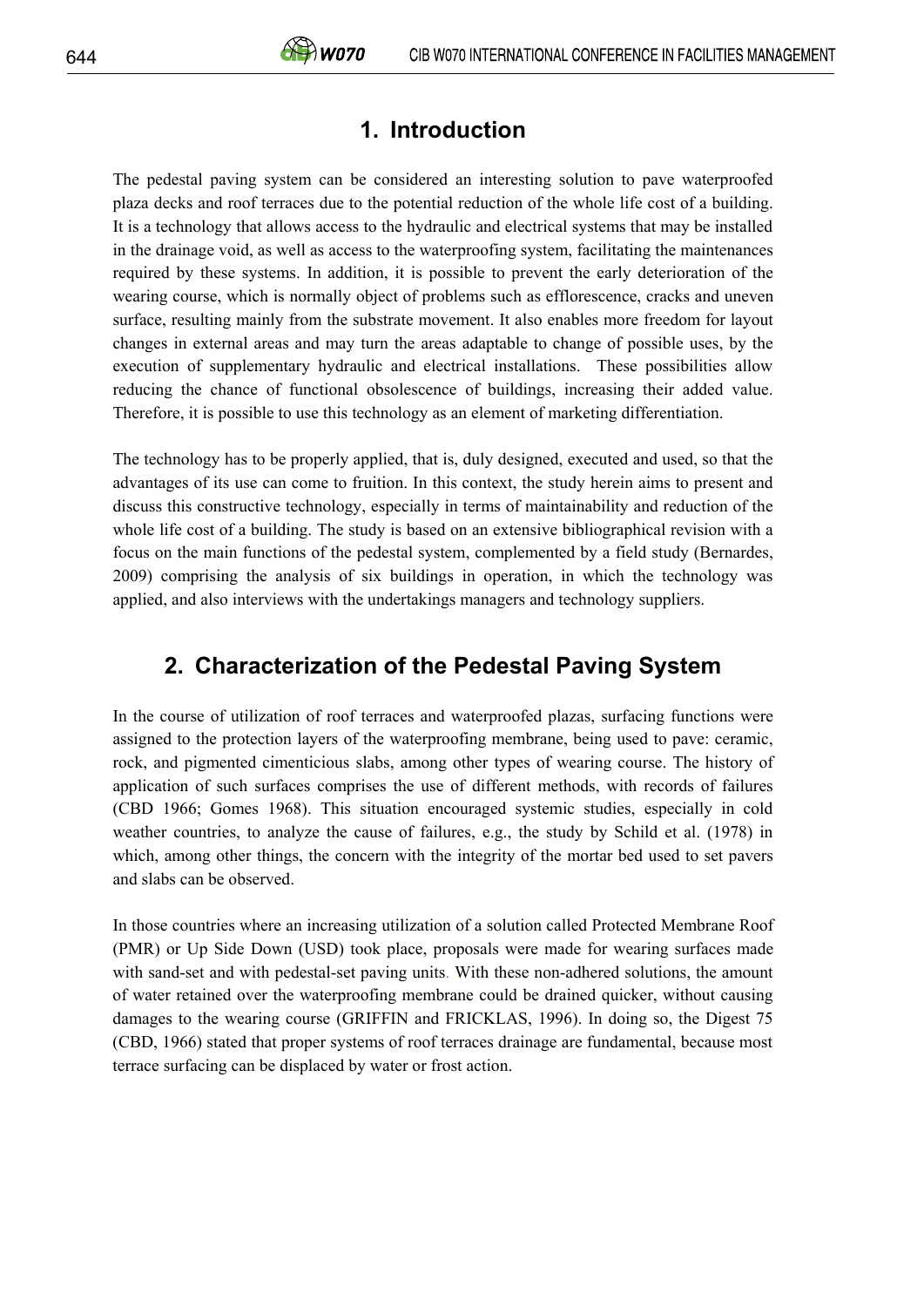## 1. Introduction

The pedestal paving system can be considered an interesting solution to pave waterproofed plaza decks and roof terraces due to the potential reduction of the whole life cost of a building. It is a technology that allows access to the hydraulic and electrical systems that may be installed in the drainage void, as well as access to the waterproofing system, facilitating the maintenances required by these systems. In addition, it is possible to prevent the early deterioration of the wearing course, which is normally object of problems such as efflorescence, cracks and uneven surface, resulting mainly from the substrate movement. It also enables more freedom for layout changes in external areas and may turn the areas adaptable to change of possible uses, by the execution of supplementary hydraulic and electrical installations. These possibilities allow reducing the chance of functional obsolescence of buildings, increasing their added value. Therefore, it is possible to use this technology as an element of marketing differentiation.

The technology has to be properly applied, that is, duly designed, executed and used, so that the advantages of its use can come to fruition. In this context, the study herein aims to present and discuss this constructive technology, especially in terms of maintainability and reduction of the whole life cost of a building. The study is based on an extensive bibliographical revision with a focus on the main functions of the pedestal system, complemented by a field study (Bernardes, 2009) comprising the analysis of six buildings in operation, in which the technology was applied, and also interviews with the undertakings managers and technology suppliers.

## 2. Characterization of the Pedestal Paving System

In the course of utilization of roof terraces and waterproofed plazas, surfacing functions were assigned to the protection layers of the waterproofing membrane, being used to pave: ceramic, rock, and pigmented cimenticious slabs, among other types of wearing course. The history of application of such surfaces comprises the use of different methods, with records of failures (CBD 1966; Gomes 1968). This situation encouraged systemic studies, especially in cold weather countries, to analyze the cause of failures, e.g., the study by Schild et al. (1978) in which, among other things, the concern with the integrity of the mortar bed used to set pavers and slabs can be observed.

In those countries where an increasing utilization of a solution called Protected Membrane Roof (PMR) or Up Side Down (USD) took place, proposals were made for wearing surfaces made with sand-set and with pedestal-set paving units. With these non-adhered solutions, the amount of water retained over the waterproofing membrane could be drained quicker, without causing damages to the wearing course (GRIFFIN and FRICKLAS, 1996). In doing so, the Digest 75 (CBD, 1966) stated that proper systems of roof terraces drainage are fundamental, because most terrace surfacing can be displaced by water or frost action.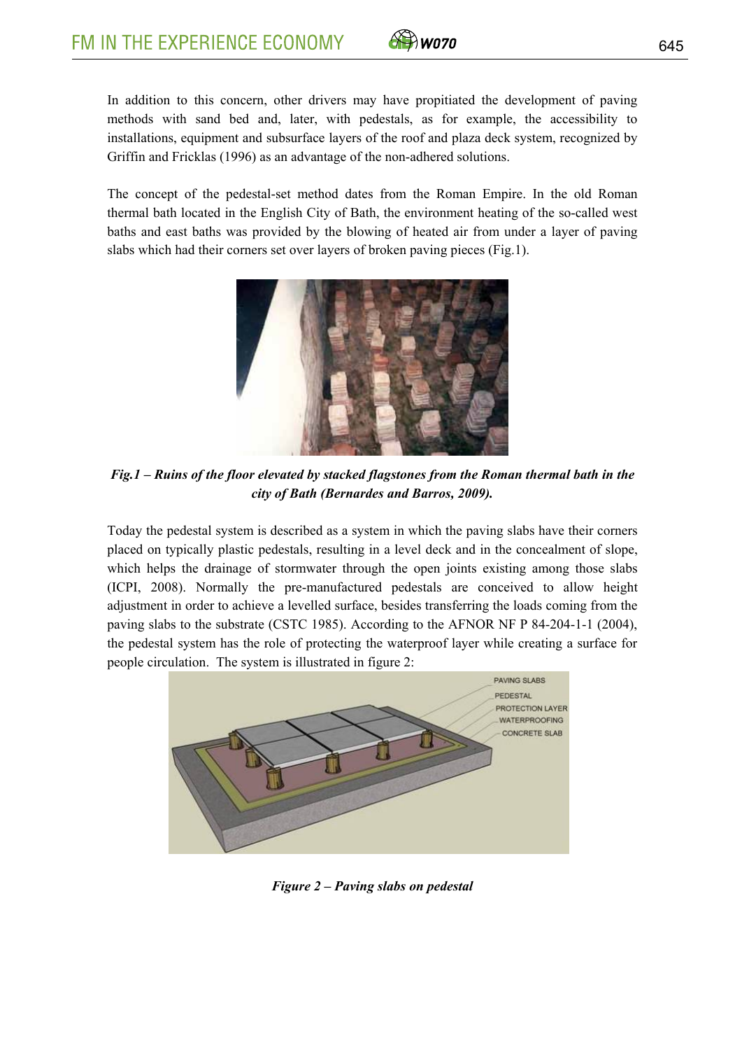In addition to this concern, other drivers may have propitiated the development of paving methods with sand bed and, later, with pedestals, as for example, the accessibility to installations, equipment and subsurface layers of the roof and plaza deck system, recognized by Griffin and Fricklas (1996) as an advantage of the non-adhered solutions.

The concept of the pedestal-set method dates from the Roman Empire. In the old Roman thermal bath located in the English City of Bath, the environment heating of the so-called west baths and east baths was provided by the blowing of heated air from under a layer of paving slabs which had their corners set over layers of broken paving pieces (Fig.1).

***Fig.1 – Ruins of the floor elevated by stacked flagstones from the Roman thermal bath in the city of Bath (Bernardes and Barros, 2009).***

Today the pedestal system is described as a system in which the paving slabs have their corners placed on typically plastic pedestals, resulting in a level deck and in the concealment of slope, which helps the drainage of stormwater through the open joints existing among those slabs (ICPI, 2008). Normally the pre-manufactured pedestals are conceived to allow height adjustment in order to achieve a levelled surface, besides transferring the loads coming from the paving slabs to the substrate (CSTC 1985). According to the AFNOR NF P 84-204-1-1 (2004), the pedestal system has the role of protecting the waterproof layer while creating a surface for people circulation. The system is illustrated in figure 2:

***Figure 2 – Paving slabs on pedestal***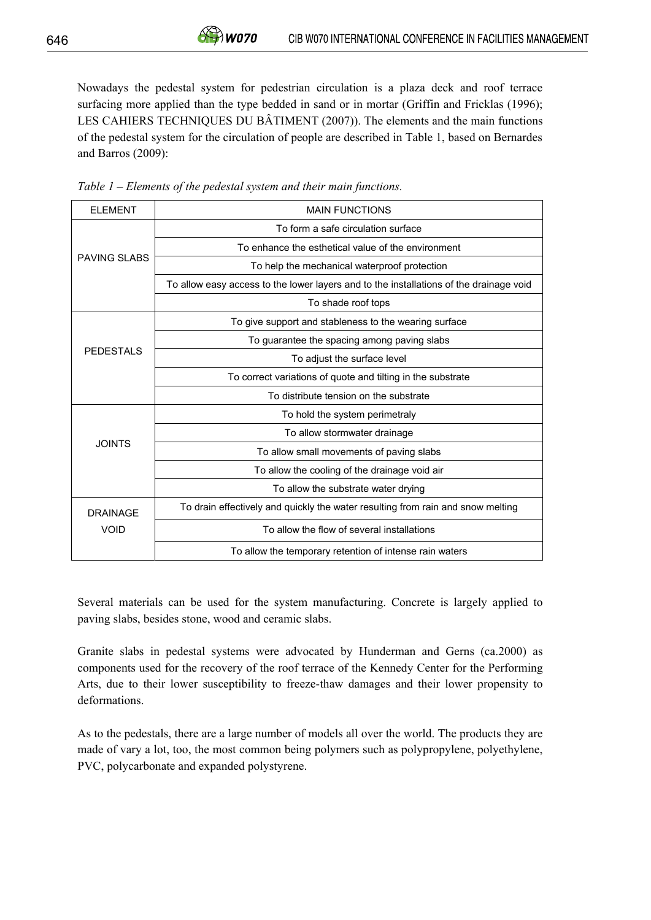Nowadays the pedestal system for pedestrian circulation is a plaza deck and roof terrace surfacing more applied than the type bedded in sand or in mortar (Griffin and Fricklas (1996); LES CAHIERS TECHNIQUES DU BÂTIMENT (2007)). The elements and the main functions of the pedestal system for the circulation of people are described in Table 1, based on Bernardes and Barros (2009):

*Table 1 – Elements of the pedestal system and their main functions.*

| ELEMENT | MAIN FUNCTIONS |
|---|---|
| PAVING SLABS | To form a safe circulation surface |
| | To enhance the esthetical value of the environment |
| | To help the mechanical waterproof protection |
| | To allow easy access to the lower layers and to the installations of the drainage void |
| | To shade roof tops |
| PEDESTALS | To give support and stableness to the wearing surface |
| | To guarantee the spacing among paving slabs |
| | To adjust the surface level |
| | To correct variations of quote and tilting in the substrate |
| | To distribute tension on the substrate |
| JOINTS | To hold the system perimetraly |
| | To allow stormwater drainage |
| | To allow small movements of paving slabs |
| | To allow the cooling of the drainage void air |
| | To allow the substrate water drying |
| DRAINAGE VOID | To drain effectively and quickly the water resulting from rain and snow melting |
| | To allow the flow of several installations |
| | To allow the temporary retention of intense rain waters |

Several materials can be used for the system manufacturing. Concrete is largely applied to paving slabs, besides stone, wood and ceramic slabs.

Granite slabs in pedestal systems were advocated by Hunderman and Gerns (ca.2000) as components used for the recovery of the roof terrace of the Kennedy Center for the Performing Arts, due to their lower susceptibility to freeze-thaw damages and their lower propensity to deformations.

As to the pedestals, there are a large number of models all over the world. The products they are made of vary a lot, too, the most common being polymers such as polypropylene, polyethylene, PVC, polycarbonate and expanded polystyrene.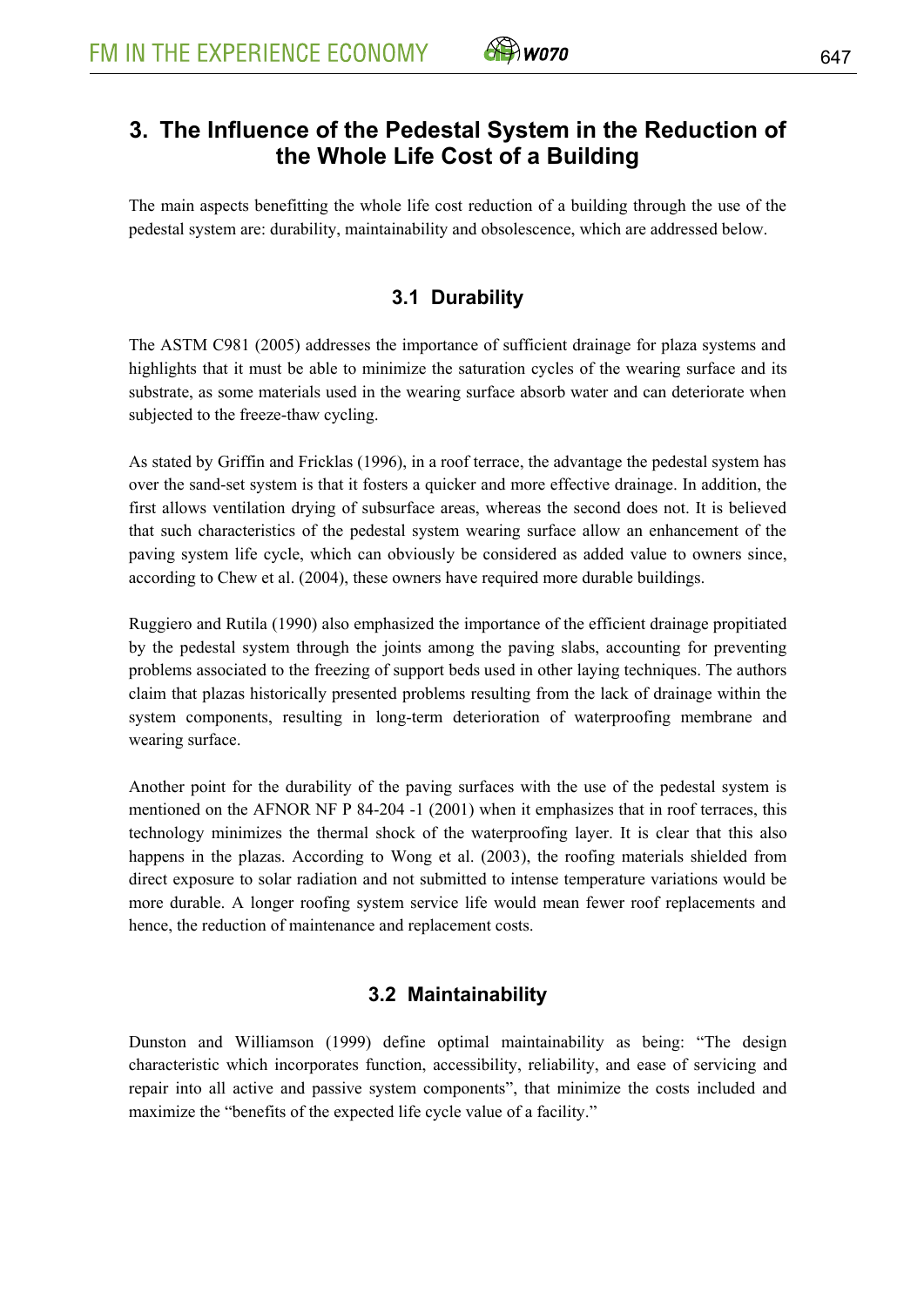## 3. The Influence of the Pedestal System in the Reduction of the Whole Life Cost of a Building

The main aspects benefitting the whole life cost reduction of a building through the use of the pedestal system are: durability, maintainability and obsolescence, which are addressed below.

### 3.1 Durability

The ASTM C981 (2005) addresses the importance of sufficient drainage for plaza systems and highlights that it must be able to minimize the saturation cycles of the wearing surface and its substrate, as some materials used in the wearing surface absorb water and can deteriorate when subjected to the freeze-thaw cycling.

As stated by Griffin and Fricklas (1996), in a roof terrace, the advantage the pedestal system has over the sand-set system is that it fosters a quicker and more effective drainage. In addition, the first allows ventilation drying of subsurface areas, whereas the second does not. It is believed that such characteristics of the pedestal system wearing surface allow an enhancement of the paving system life cycle, which can obviously be considered as added value to owners since, according to Chew et al. (2004), these owners have required more durable buildings.

Ruggiero and Rutila (1990) also emphasized the importance of the efficient drainage propitiated by the pedestal system through the joints among the paving slabs, accounting for preventing problems associated to the freezing of support beds used in other laying techniques. The authors claim that plazas historically presented problems resulting from the lack of drainage within the system components, resulting in long-term deterioration of waterproofing membrane and wearing surface.

Another point for the durability of the paving surfaces with the use of the pedestal system is mentioned on the AFNOR NF P 84-204 -1 (2001) when it emphasizes that in roof terraces, this technology minimizes the thermal shock of the waterproofing layer. It is clear that this also happens in the plazas. According to Wong et al. (2003), the roofing materials shielded from direct exposure to solar radiation and not submitted to intense temperature variations would be more durable. A longer roofing system service life would mean fewer roof replacements and hence, the reduction of maintenance and replacement costs.

### 3.2 Maintainability

Dunston and Williamson (1999) define optimal maintainability as being: “The design characteristic which incorporates function, accessibility, reliability, and ease of servicing and repair into all active and passive system components”, that minimize the costs included and maximize the “benefits of the expected life cycle value of a facility.”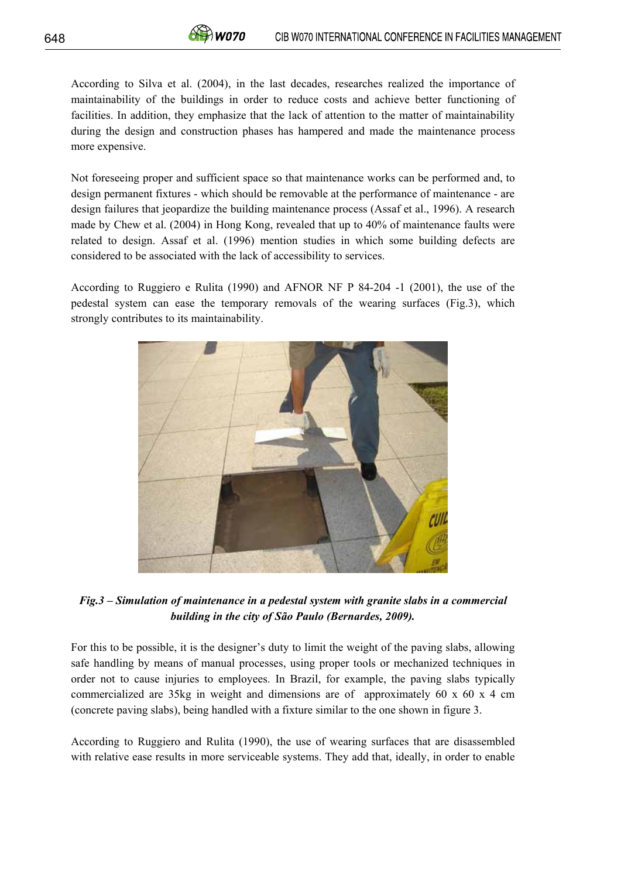According to Silva et al. (2004), in the last decades, researches realized the importance of maintainability of the buildings in order to reduce costs and achieve better functioning of facilities. In addition, they emphasize that the lack of attention to the matter of maintainability during the design and construction phases has hampered and made the maintenance process more expensive.

Not foreseeing proper and sufficient space so that maintenance works can be performed and, to design permanent fixtures - which should be removable at the performance of maintenance - are design failures that jeopardize the building maintenance process (Assaf et al., 1996). A research made by Chew et al. (2004) in Hong Kong, revealed that up to 40% of maintenance faults were related to design. Assaf et al. (1996) mention studies in which some building defects are considered to be associated with the lack of accessibility to services.

According to Ruggiero e Rulita (1990) and AFNOR NF P 84-204 -1 (2001), the use of the pedestal system can ease the temporary removals of the wearing surfaces (Fig.3), which strongly contributes to its maintainability.

***Fig.3 – Simulation of maintenance in a pedestal system with granite slabs in a commercial building in the city of São Paulo (Bernardes, 2009).***

For this to be possible, it is the designer's duty to limit the weight of the paving slabs, allowing safe handling by means of manual processes, using proper tools or mechanized techniques in order not to cause injuries to employees. In Brazil, for example, the paving slabs typically commercialized are 35kg in weight and dimensions are of approximately 60 x 60 x 4 cm (concrete paving slabs), being handled with a fixture similar to the one shown in figure 3.

According to Ruggiero and Rulita (1990), the use of wearing surfaces that are disassembled with relative ease results in more serviceable systems. They add that, ideally, in order to enable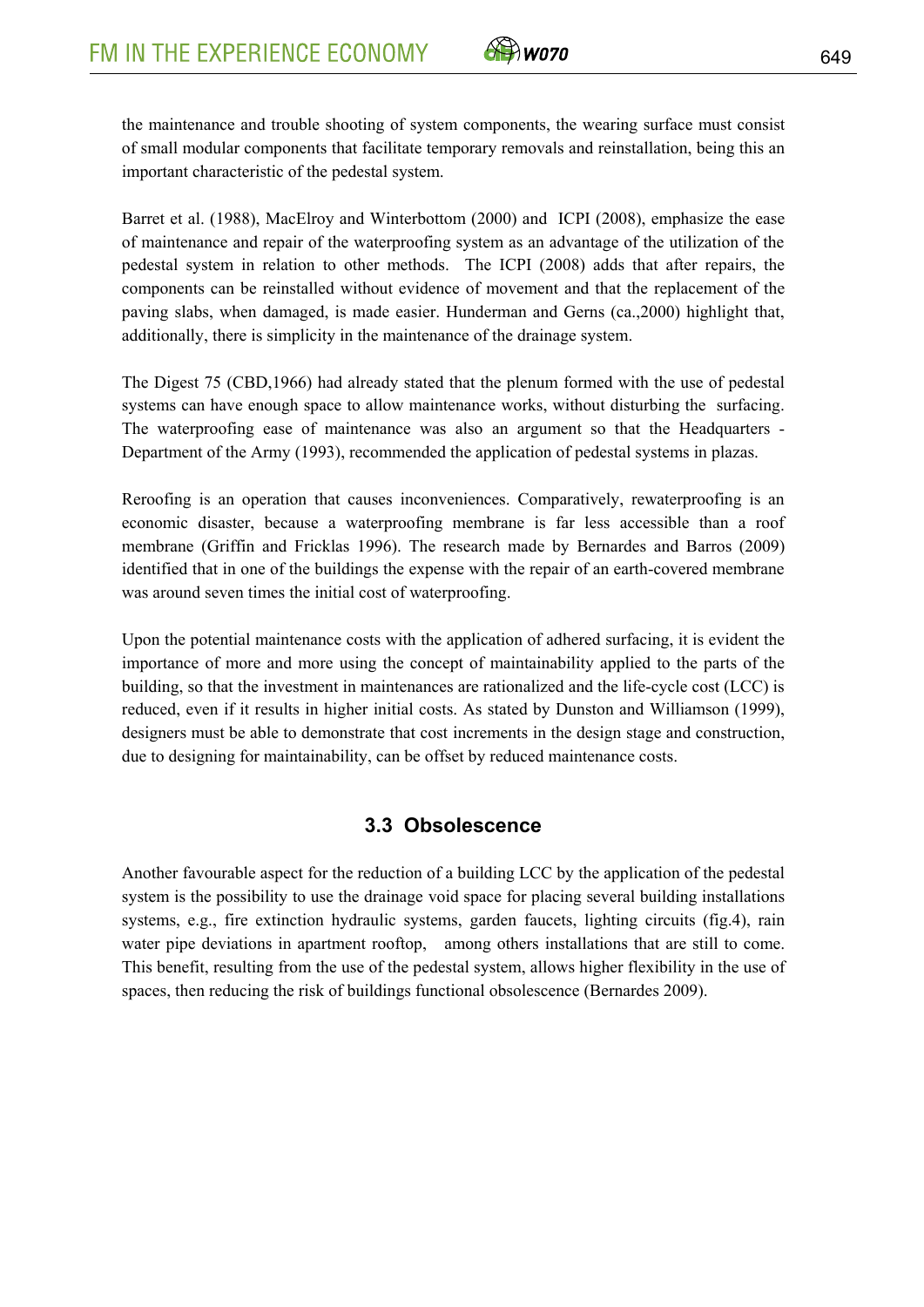the maintenance and trouble shooting of system components, the wearing surface must consist of small modular components that facilitate temporary removals and reinstallation, being this an important characteristic of the pedestal system.

Barret et al. (1988), MacElroy and Winterbottom (2000) and ICPI (2008), emphasize the ease of maintenance and repair of the waterproofing system as an advantage of the utilization of the pedestal system in relation to other methods. The ICPI (2008) adds that after repairs, the components can be reinstalled without evidence of movement and that the replacement of the paving slabs, when damaged, is made easier. Hunderman and Gerns (ca.,2000) highlight that, additionally, there is simplicity in the maintenance of the drainage system.

The Digest 75 (CBD,1966) had already stated that the plenum formed with the use of pedestal systems can have enough space to allow maintenance works, without disturbing the surfacing. The waterproofing ease of maintenance was also an argument so that the Headquarters - Department of the Army (1993), recommended the application of pedestal systems in plazas.

Reroofing is an operation that causes inconveniences. Comparatively, rewaterproofing is an economic disaster, because a waterproofing membrane is far less accessible than a roof membrane (Griffin and Fricklas 1996). The research made by Bernardes and Barros (2009) identified that in one of the buildings the expense with the repair of an earth-covered membrane was around seven times the initial cost of waterproofing.

Upon the potential maintenance costs with the application of adhered surfacing, it is evident the importance of more and more using the concept of maintainability applied to the parts of the building, so that the investment in maintenances are rationalized and the life-cycle cost (LCC) is reduced, even if it results in higher initial costs. As stated by Dunston and Williamson (1999), designers must be able to demonstrate that cost increments in the design stage and construction, due to designing for maintainability, can be offset by reduced maintenance costs.

### 3.3 Obsolescence

Another favourable aspect for the reduction of a building LCC by the application of the pedestal system is the possibility to use the drainage void space for placing several building installations systems, e.g., fire extinction hydraulic systems, garden faucets, lighting circuits (fig.4), rain water pipe deviations in apartment rooftop, among others installations that are still to come. This benefit, resulting from the use of the pedestal system, allows higher flexibility in the use of spaces, then reducing the risk of buildings functional obsolescence (Bernardes 2009).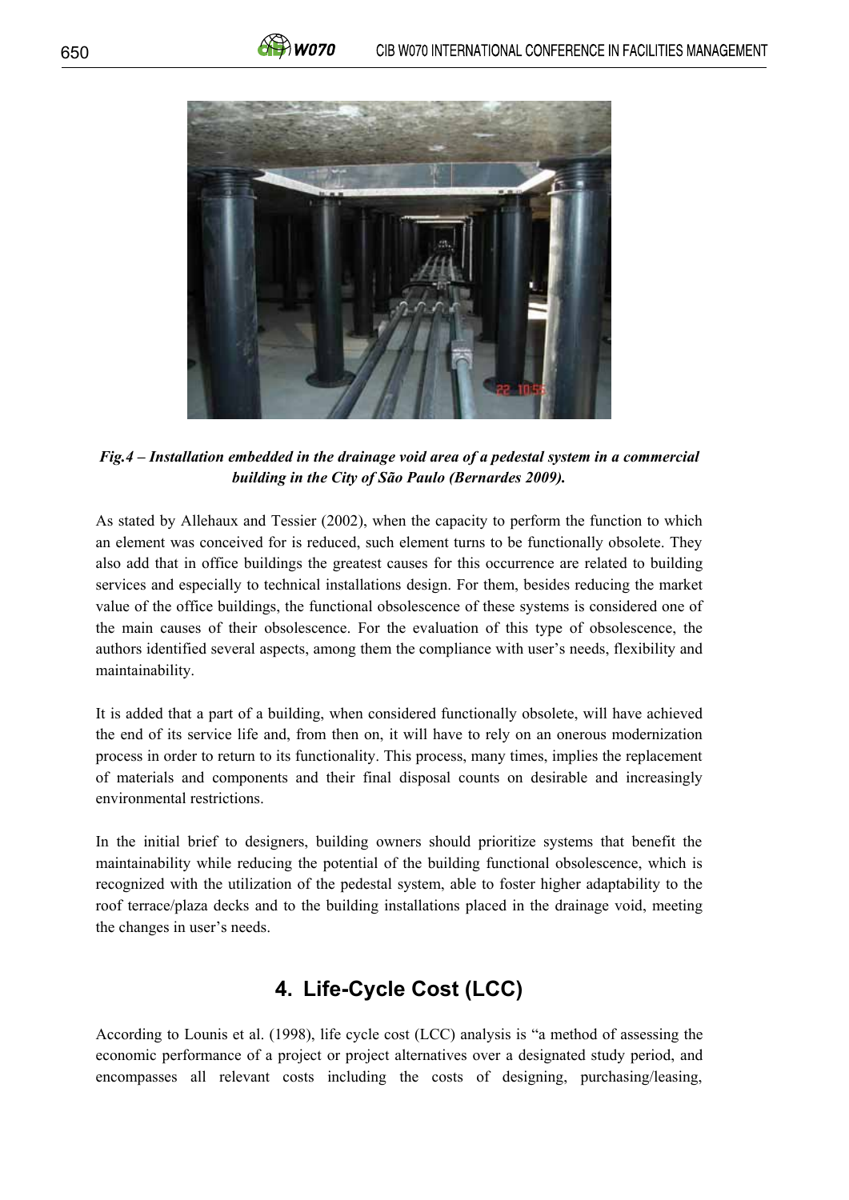*Fig.4 – Installation embedded in the drainage void area of a pedestal system in a commercial building in the City of São Paulo (Bernardes 2009).*

As stated by Allehaux and Tessier (2002), when the capacity to perform the function to which an element was conceived for is reduced, such element turns to be functionally obsolete. They also add that in office buildings the greatest causes for this occurrence are related to building services and especially to technical installations design. For them, besides reducing the market value of the office buildings, the functional obsolescence of these systems is considered one of the main causes of their obsolescence. For the evaluation of this type of obsolescence, the authors identified several aspects, among them the compliance with user's needs, flexibility and maintainability.

It is added that a part of a building, when considered functionally obsolete, will have achieved the end of its service life and, from then on, it will have to rely on an onerous modernization process in order to return to its functionality. This process, many times, implies the replacement of materials and components and their final disposal counts on desirable and increasingly environmental restrictions.

In the initial brief to designers, building owners should prioritize systems that benefit the maintainability while reducing the potential of the building functional obsolescence, which is recognized with the utilization of the pedestal system, able to foster higher adaptability to the roof terrace/plaza decks and to the building installations placed in the drainage void, meeting the changes in user's needs.

## 4. Life-Cycle Cost (LCC)

According to Lounis et al. (1998), life cycle cost (LCC) analysis is "a method of assessing the economic performance of a project or project alternatives over a designated study period, and encompasses all relevant costs including the costs of designing, purchasing/leasing,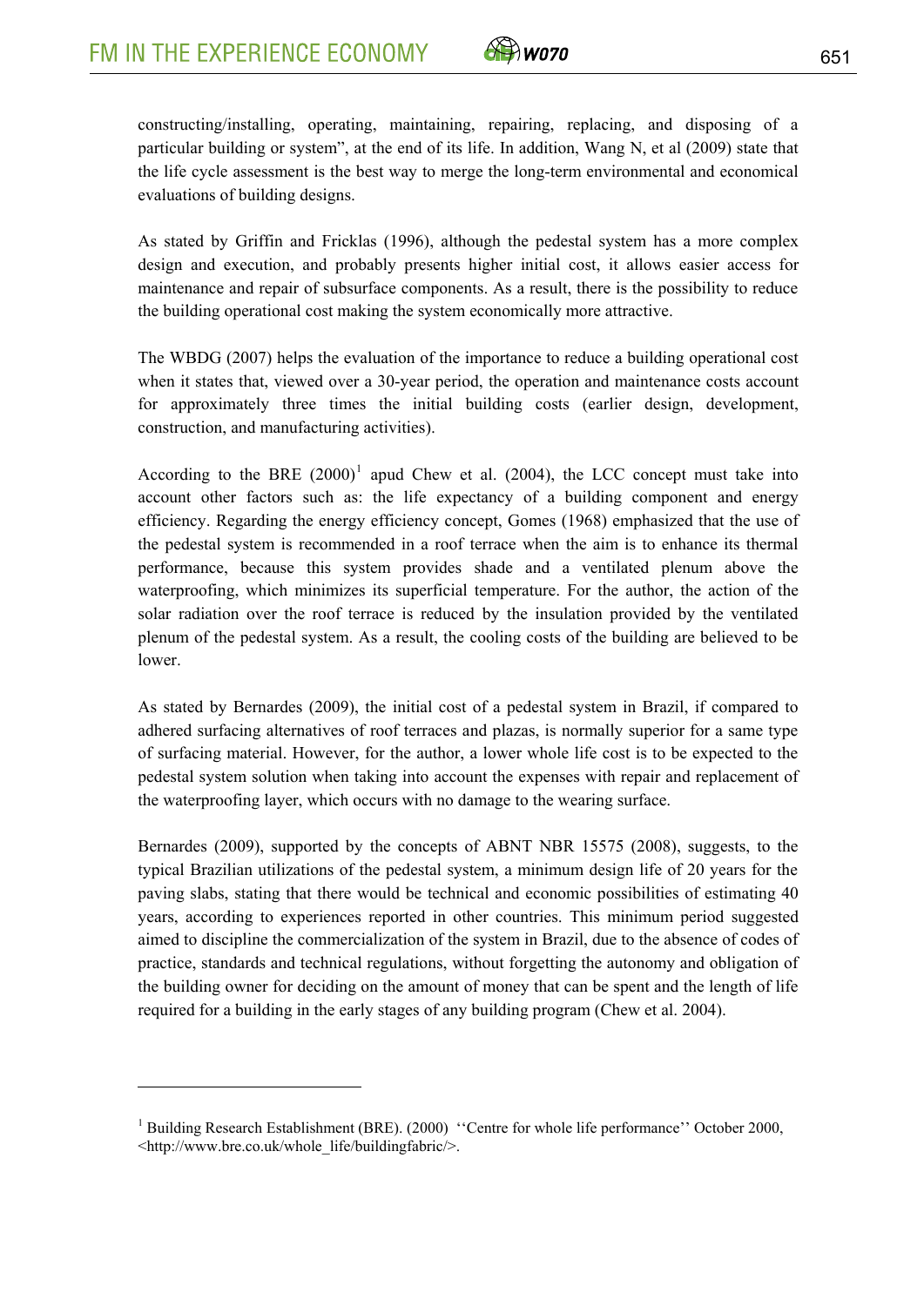constructing/installing, operating, maintaining, repairing, replacing, and disposing of a particular building or system", at the end of its life. In addition, Wang N, et al (2009) state that the life cycle assessment is the best way to merge the long-term environmental and economical evaluations of building designs.

As stated by Griffin and Fricklas (1996), although the pedestal system has a more complex design and execution, and probably presents higher initial cost, it allows easier access for maintenance and repair of subsurface components. As a result, there is the possibility to reduce the building operational cost making the system economically more attractive.

The WBDG (2007) helps the evaluation of the importance to reduce a building operational cost when it states that, viewed over a 30-year period, the operation and maintenance costs account for approximately three times the initial building costs (earlier design, development, construction, and manufacturing activities).

According to the BRE (2000)[1] apud Chew et al. (2004), the LCC concept must take into account other factors such as: the life expectancy of a building component and energy efficiency. Regarding the energy efficiency concept, Gomes (1968) emphasized that the use of the pedestal system is recommended in a roof terrace when the aim is to enhance its thermal performance, because this system provides shade and a ventilated plenum above the waterproofing, which minimizes its superficial temperature. For the author, the action of the solar radiation over the roof terrace is reduced by the insulation provided by the ventilated plenum of the pedestal system. As a result, the cooling costs of the building are believed to be lower.

As stated by Bernardes (2009), the initial cost of a pedestal system in Brazil, if compared to adhered surfacing alternatives of roof terraces and plazas, is normally superior for a same type of surfacing material. However, for the author, a lower whole life cost is to be expected to the pedestal system solution when taking into account the expenses with repair and replacement of the waterproofing layer, which occurs with no damage to the wearing surface.

Bernardes (2009), supported by the concepts of ABNT NBR 15575 (2008), suggests, to the typical Brazilian utilizations of the pedestal system, a minimum design life of 20 years for the paving slabs, stating that there would be technical and economic possibilities of estimating 40 years, according to experiences reported in other countries. This minimum period suggested aimed to discipline the commercialization of the system in Brazil, due to the absence of codes of practice, standards and technical regulations, without forgetting the autonomy and obligation of the building owner for deciding on the amount of money that can be spent and the length of life required for a building in the early stages of any building program (Chew et al. 2004).

---

[1] Building Research Establishment (BRE). (2000) ''Centre for whole life performance'' October 2000, <http://www.bre.co.uk/whole_life/buildingfabric/>.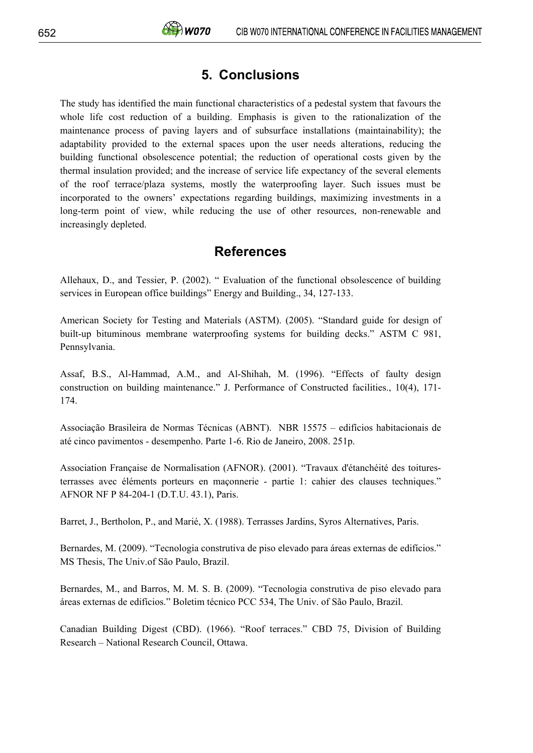## 5. Conclusions

The study has identified the main functional characteristics of a pedestal system that favours the whole life cost reduction of a building. Emphasis is given to the rationalization of the maintenance process of paving layers and of subsurface installations (maintainability); the adaptability provided to the external spaces upon the user needs alterations, reducing the building functional obsolescence potential; the reduction of operational costs given by the thermal insulation provided; and the increase of service life expectancy of the several elements of the roof terrace/plaza systems, mostly the waterproofing layer. Such issues must be incorporated to the owners' expectations regarding buildings, maximizing investments in a long-term point of view, while reducing the use of other resources, non-renewable and increasingly depleted.

## References

Allehaux, D., and Tessier, P. (2002). " Evaluation of the functional obsolescence of building services in European office buildings" Energy and Building., 34, 127-133.

American Society for Testing and Materials (ASTM). (2005). "Standard guide for design of built-up bituminous membrane waterproofing systems for building decks." ASTM C 981, Pennsylvania.

Assaf, B.S., Al-Hammad, A.M., and Al-Shihah, M. (1996). "Effects of faulty design construction on building maintenance." J. Performance of Constructed facilities., 10(4), 171-174.

Associação Brasileira de Normas Técnicas (ABNT). NBR 15575 – edifícios habitacionais de até cinco pavimentos - desempenho. Parte 1-6. Rio de Janeiro, 2008. 251p.

Association Française de Normalisation (AFNOR). (2001). "Travaux d'étanchéité des toitures-terrasses avec éléments porteurs en maçonnerie - partie 1: cahier des clauses techniques." AFNOR NF P 84-204-1 (D.T.U. 43.1), Paris.

Barret, J., Bertholon, P., and Marié, X. (1988). Terrasses Jardins, Syros Alternatives, Paris.

Bernardes, M. (2009). "Tecnologia construtiva de piso elevado para áreas externas de edifícios." MS Thesis, The Univ.of São Paulo, Brazil.

Bernardes, M., and Barros, M. M. S. B. (2009). "Tecnologia construtiva de piso elevado para áreas externas de edifícios." Boletim técnico PCC 534, The Univ. of São Paulo, Brazil.

Canadian Building Digest (CBD). (1966). "Roof terraces." CBD 75, Division of Building Research – National Research Council, Ottawa.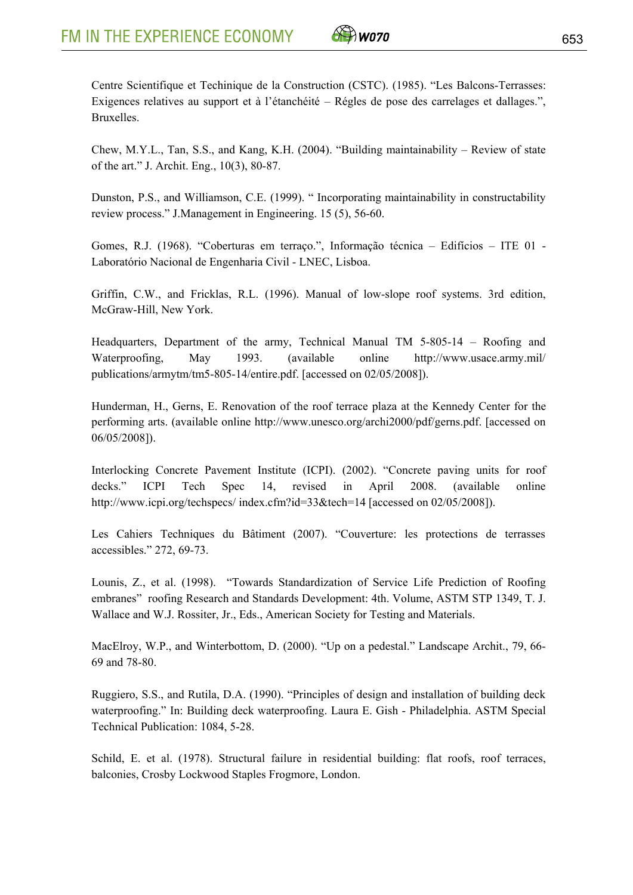Centre Scientifique et Techinique de la Construction (CSTC). (1985). "Les Balcons-Terrasses: Exigences relatives au support et à l'étanchéité – Régles de pose des carrelages et dallages.", Bruxelles.

Chew, M.Y.L., Tan, S.S., and Kang, K.H. (2004). "Building maintainability – Review of state of the art." J. Archit. Eng., 10(3), 80-87.

Dunston, P.S., and Williamson, C.E. (1999). " Incorporating maintainability in constructability review process." J.Management in Engineering. 15 (5), 56-60.

Gomes, R.J. (1968). "Coberturas em terraço.", Informação técnica – Edifícios – ITE 01 - Laboratório Nacional de Engenharia Civil - LNEC, Lisboa.

Griffin, C.W., and Fricklas, R.L. (1996). Manual of low-slope roof systems. 3rd edition, McGraw-Hill, New York.

Headquarters, Department of the army, Technical Manual TM 5-805-14 – Roofing and Waterproofing, May 1993. (available online http://www.usace.army.mil/ publications/armytm/tm5-805-14/entire.pdf. [accessed on 02/05/2008]).

Hunderman, H., Gerns, E. Renovation of the roof terrace plaza at the Kennedy Center for the performing arts. (available online http://www.unesco.org/archi2000/pdf/gerns.pdf. [accessed on 06/05/2008]).

Interlocking Concrete Pavement Institute (ICPI). (2002). "Concrete paving units for roof decks." ICPI Tech Spec 14, revised in April 2008. (available online http://www.icpi.org/techspecs/ index.cfm?id=33&tech=14 [accessed on 02/05/2008]).

Les Cahiers Techniques du Bâtiment (2007). "Couverture: les protections de terrasses accessibles." 272, 69-73.

Lounis, Z., et al. (1998). "Towards Standardization of Service Life Prediction of Roofing embranes" roofing Research and Standards Development: 4th. Volume, ASTM STP 1349, T. J. Wallace and W.J. Rossiter, Jr., Eds., American Society for Testing and Materials.

MacElroy, W.P., and Winterbottom, D. (2000). "Up on a pedestal." Landscape Archit., 79, 66-69 and 78-80.

Ruggiero, S.S., and Rutila, D.A. (1990). "Principles of design and installation of building deck waterproofing." In: Building deck waterproofing. Laura E. Gish - Philadelphia. ASTM Special Technical Publication: 1084, 5-28.

Schild, E. et al. (1978). Structural failure in residential building: flat roofs, roof terraces, balconies, Crosby Lockwood Staples Frogmore, London.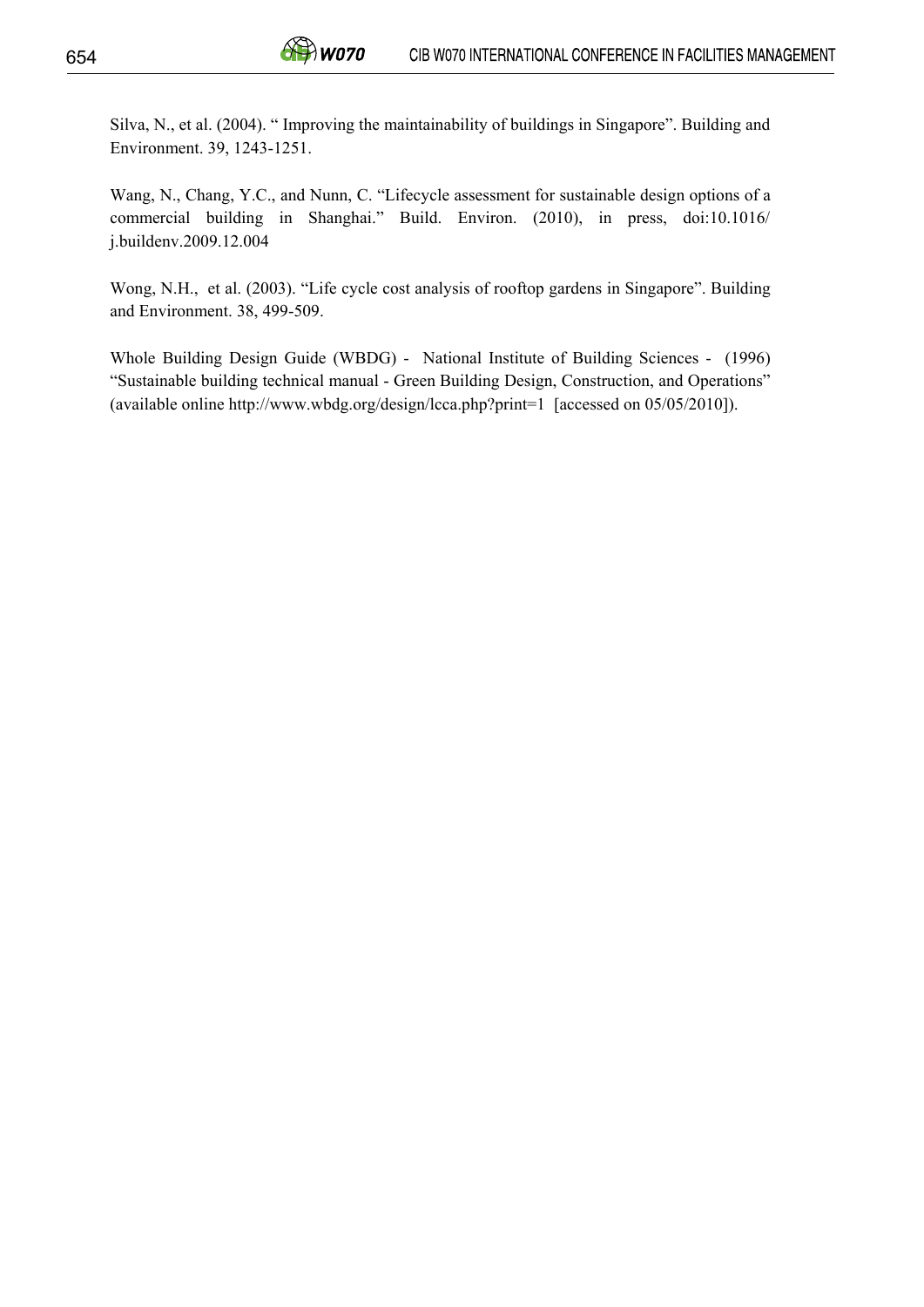Silva, N., et al. (2004). " Improving the maintainability of buildings in Singapore". Building and Environment. 39, 1243-1251.

Wang, N., Chang, Y.C., and Nunn, C. "Lifecycle assessment for sustainable design options of a commercial building in Shanghai." Build. Environ. (2010), in press, doi:10.1016/ j.buildenv.2009.12.004

Wong, N.H., et al. (2003). "Life cycle cost analysis of rooftop gardens in Singapore". Building and Environment. 38, 499-509.

Whole Building Design Guide (WBDG) - National Institute of Building Sciences - (1996) "Sustainable building technical manual - Green Building Design, Construction, and Operations" (available online http://www.wbdg.org/design/lcca.php?print=1 [accessed on 05/05/2010]).